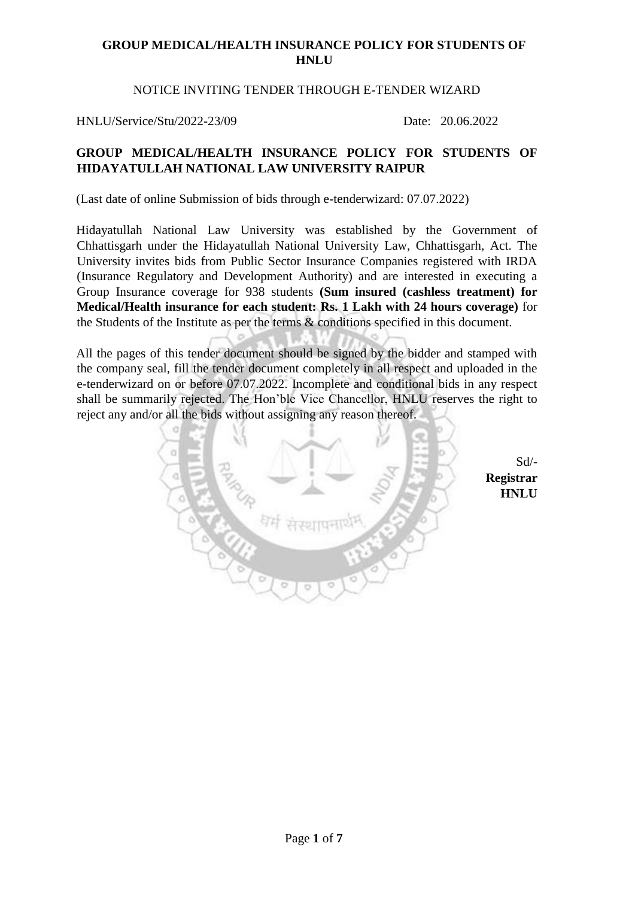# GROUP MEDICAL/HEALTH INSURANCE POLICY FOR STUDENTS OF HNLU

NOTICE INVITING TENDER THROUGH E-TENDER WIZARD

HNLU/Service/Stu/2022-23/09 Date: 20.06.2022

## GROUP MEDICAL/HEALTH INSURANCE POLICY FOR STUDENTS OF HIDAYATULLAH NATIONAL LAW UNIVERSITY RAIPUR

(Last date of online Submission of bids through e-tenderwizard: 07.07.2022)

Hidayatullah National Law University was established by the Government of Chhattisgarh under the Hidayatullah National University Law, Chhattisgarh, Act. The University invites bids from Public Sector Insurance Companies registered with IRDA (Insurance Regulatory and Development Authority) and are interested in executing a Group Insurance coverage for 938 students **(Sum insured (cashless treatment) for Medical/Health insurance for each student: Rs. 1 Lakh with 24 hours coverage)** for the Students of the Institute as per the terms & conditions specified in this document.

All the pages of this tender document should be signed by the bidder and stamped with the company seal, fill the tender document completely in all respect and uploaded in the e-tenderwizard on or before 07.07.2022. Incomplete and conditional bids in any respect shall be summarily rejected. The Hon'ble Vice Chancellor, HNLU reserves the right to reject any and/or all the bids without assigning any reason thereof.

Sd/-
**Registrar**
**HNLU**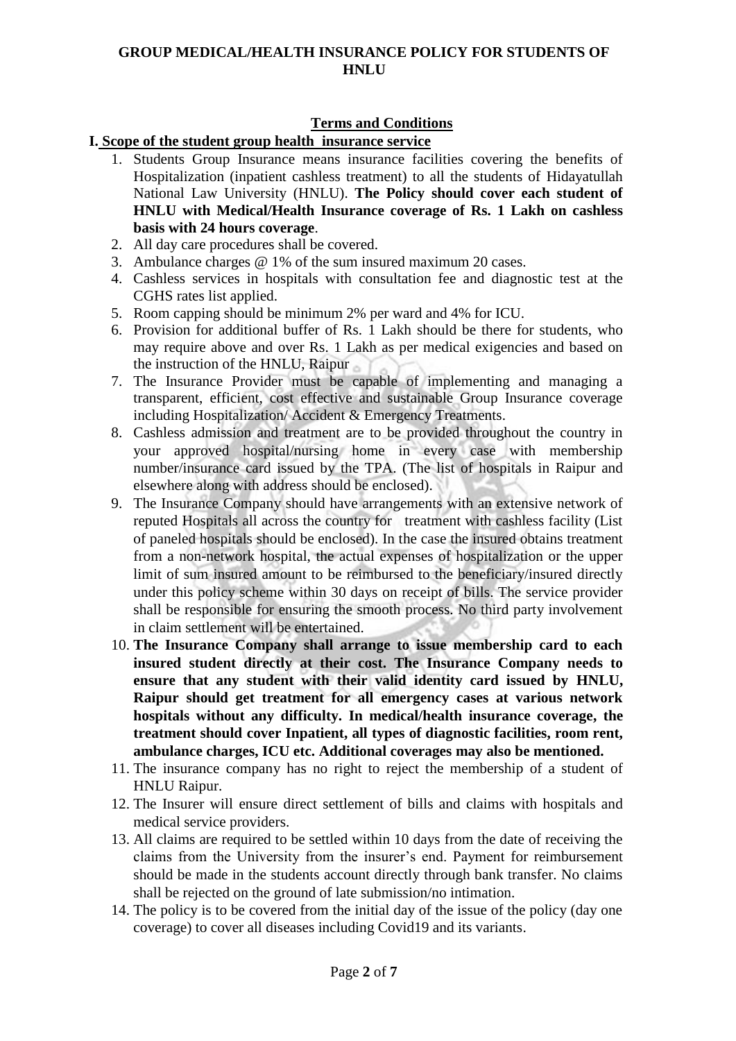# GROUP MEDICAL/HEALTH INSURANCE POLICY FOR STUDENTS OF HNLU

## Terms and Conditions

### I. Scope of the student group health insurance service

1. Students Group Insurance means insurance facilities covering the benefits of Hospitalization (inpatient cashless treatment) to all the students of Hidayatullah National Law University (HNLU). **The Policy should cover each student of HNLU with Medical/Health Insurance coverage of Rs. 1 Lakh on cashless basis with 24 hours coverage**.
2. All day care procedures shall be covered.
3. Ambulance charges @ 1% of the sum insured maximum 20 cases.
4. Cashless services in hospitals with consultation fee and diagnostic test at the CGHS rates list applied.
5. Room capping should be minimum 2% per ward and 4% for ICU.
6. Provision for additional buffer of Rs. 1 Lakh should be there for students, who may require above and over Rs. 1 Lakh as per medical exigencies and based on the instruction of the HNLU, Raipur
7. The Insurance Provider must be capable of implementing and managing a transparent, efficient, cost effective and sustainable Group Insurance coverage including Hospitalization/ Accident & Emergency Treatments.
8. Cashless admission and treatment are to be provided throughout the country in your approved hospital/nursing home in every case with membership number/insurance card issued by the TPA. (The list of hospitals in Raipur and elsewhere along with address should be enclosed).
9. The Insurance Company should have arrangements with an extensive network of reputed Hospitals all across the country for treatment with cashless facility (List of paneled hospitals should be enclosed). In the case the insured obtains treatment from a non-network hospital, the actual expenses of hospitalization or the upper limit of sum insured amount to be reimbursed to the beneficiary/insured directly under this policy scheme within 30 days on receipt of bills. The service provider shall be responsible for ensuring the smooth process. No third party involvement in claim settlement will be entertained.
10. **The Insurance Company shall arrange to issue membership card to each insured student directly at their cost. The Insurance Company needs to ensure that any student with their valid identity card issued by HNLU, Raipur should get treatment for all emergency cases at various network hospitals without any difficulty. In medical/health insurance coverage, the treatment should cover Inpatient, all types of diagnostic facilities, room rent, ambulance charges, ICU etc. Additional coverages may also be mentioned.**
11. The insurance company has no right to reject the membership of a student of HNLU Raipur.
12. The Insurer will ensure direct settlement of bills and claims with hospitals and medical service providers.
13. All claims are required to be settled within 10 days from the date of receiving the claims from the University from the insurer's end. Payment for reimbursement should be made in the students account directly through bank transfer. No claims shall be rejected on the ground of late submission/no intimation.
14. The policy is to be covered from the initial day of the issue of the policy (day one coverage) to cover all diseases including Covid19 and its variants.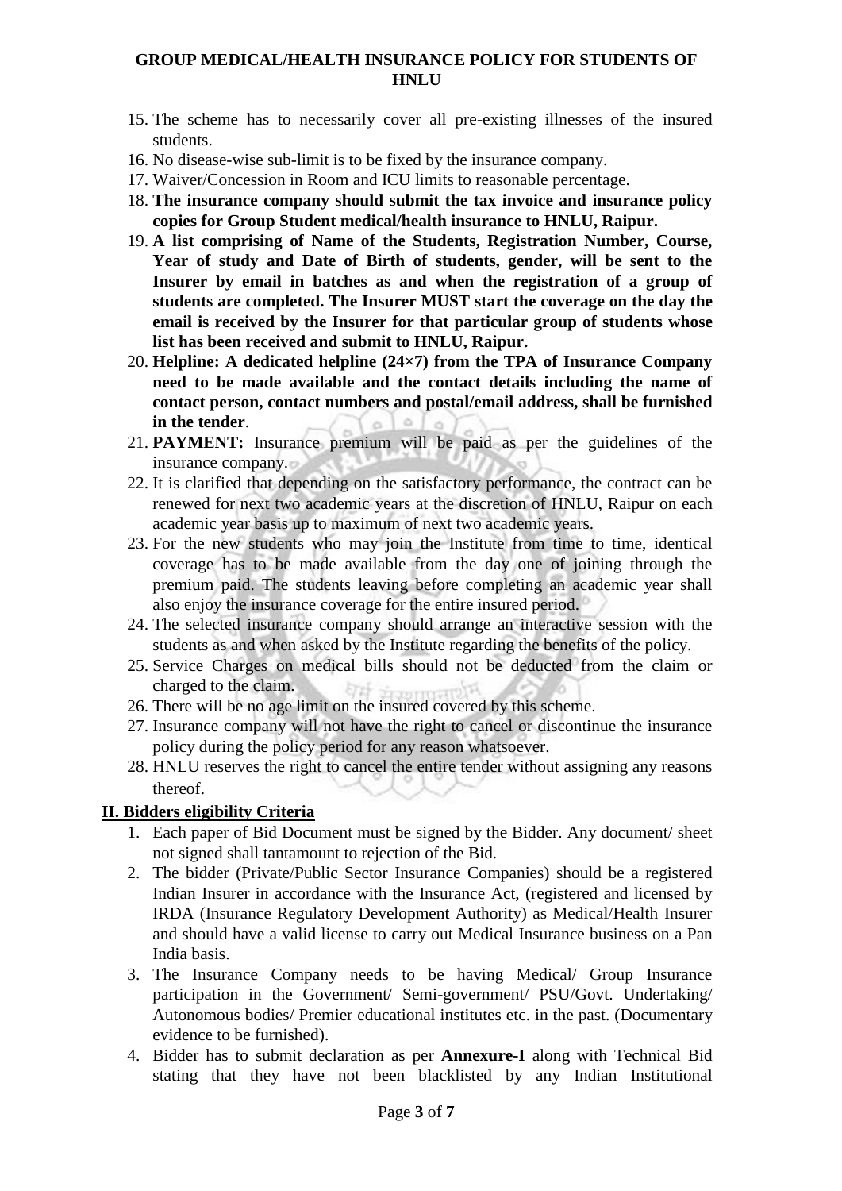15. The scheme has to necessarily cover all pre-existing illnesses of the insured students.
16. No disease-wise sub-limit is to be fixed by the insurance company.
17. Waiver/Concession in Room and ICU limits to reasonable percentage.
18. **The insurance company should submit the tax invoice and insurance policy copies for Group Student medical/health insurance to HNLU, Raipur.**
19. **A list comprising of Name of the Students, Registration Number, Course, Year of study and Date of Birth of students, gender, will be sent to the Insurer by email in batches as and when the registration of a group of students are completed. The Insurer MUST start the coverage on the day the email is received by the Insurer for that particular group of students whose list has been received and submit to HNLU, Raipur.**
20. **Helpline: A dedicated helpline (24×7) from the TPA of Insurance Company need to be made available and the contact details including the name of contact person, contact numbers and postal/email address, shall be furnished in the tender**.
21. **PAYMENT:** Insurance premium will be paid as per the guidelines of the insurance company.
22. It is clarified that depending on the satisfactory performance, the contract can be renewed for next two academic years at the discretion of HNLU, Raipur on each academic year basis up to maximum of next two academic years.
23. For the new students who may join the Institute from time to time, identical coverage has to be made available from the day one of joining through the premium paid. The students leaving before completing an academic year shall also enjoy the insurance coverage for the entire insured period.
24. The selected insurance company should arrange an interactive session with the students as and when asked by the Institute regarding the benefits of the policy.
25. Service Charges on medical bills should not be deducted from the claim or charged to the claim.
26. There will be no age limit on the insured covered by this scheme.
27. Insurance company will not have the right to cancel or discontinue the insurance policy during the policy period for any reason whatsoever.
28. HNLU reserves the right to cancel the entire tender without assigning any reasons thereof.

## II. Bidders eligibility Criteria

1. Each paper of Bid Document must be signed by the Bidder. Any document/ sheet not signed shall tantamount to rejection of the Bid.
2. The bidder (Private/Public Sector Insurance Companies) should be a registered Indian Insurer in accordance with the Insurance Act, (registered and licensed by IRDA (Insurance Regulatory Development Authority) as Medical/Health Insurer and should have a valid license to carry out Medical Insurance business on a Pan India basis.
3. The Insurance Company needs to be having Medical/ Group Insurance participation in the Government/ Semi-government/ PSU/Govt. Undertaking/ Autonomous bodies/ Premier educational institutes etc. in the past. (Documentary evidence to be furnished).
4. Bidder has to submit declaration as per **Annexure-I** along with Technical Bid stating that they have not been blacklisted by any Indian Institutional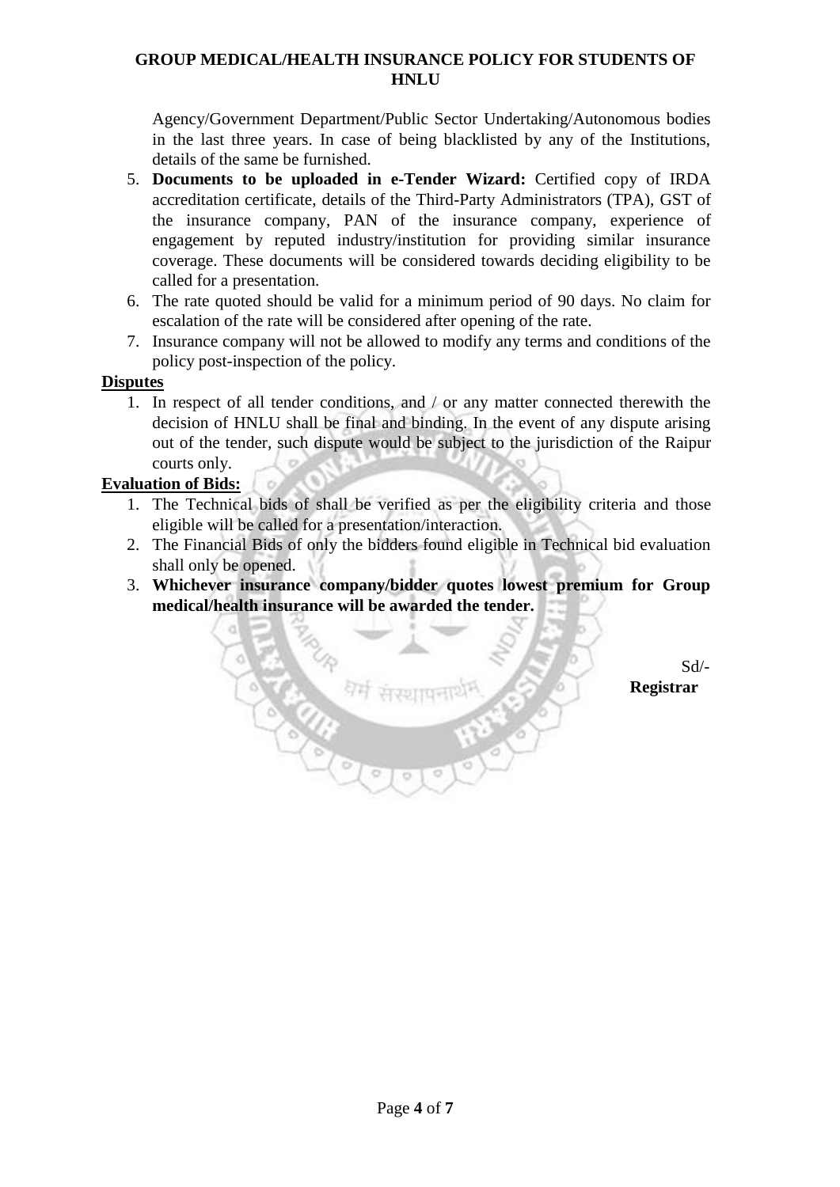Agency/Government Department/Public Sector Undertaking/Autonomous bodies in the last three years. In case of being blacklisted by any of the Institutions, details of the same be furnished.

5. **Documents to be uploaded in e-Tender Wizard:** Certified copy of IRDA accreditation certificate, details of the Third-Party Administrators (TPA), GST of the insurance company, PAN of the insurance company, experience of engagement by reputed industry/institution for providing similar insurance coverage. These documents will be considered towards deciding eligibility to be called for a presentation.
6. The rate quoted should be valid for a minimum period of 90 days. No claim for escalation of the rate will be considered after opening of the rate.
7. Insurance company will not be allowed to modify any terms and conditions of the policy post-inspection of the policy.

**Disputes**

1. In respect of all tender conditions, and / or any matter connected therewith the decision of HNLU shall be final and binding. In the event of any dispute arising out of the tender, such dispute would be subject to the jurisdiction of the Raipur courts only.

**Evaluation of Bids:**

1. The Technical bids of shall be verified as per the eligibility criteria and those eligible will be called for a presentation/interaction.
2. The Financial Bids of only the bidders found eligible in Technical bid evaluation shall only be opened.
3. **Whichever insurance company/bidder quotes lowest premium for Group medical/health insurance will be awarded the tender.**

Sd/-
**Registrar**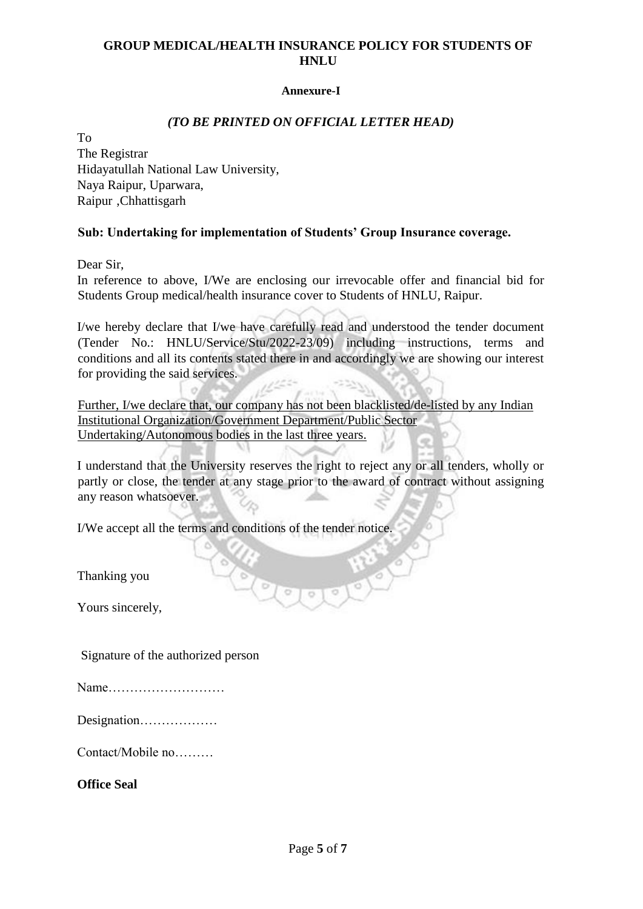## GROUP MEDICAL/HEALTH INSURANCE POLICY FOR STUDENTS OF HNLU

**Annexure-I**

***(TO BE PRINTED ON OFFICIAL LETTER HEAD)***

To
The Registrar
Hidayatullah National Law University,
Naya Raipur, Uparwara,
Raipur ,Chhattisgarh

**Sub: Undertaking for implementation of Students' Group Insurance coverage.**

Dear Sir,

In reference to above, I/We are enclosing our irrevocable offer and financial bid for Students Group medical/health insurance cover to Students of HNLU, Raipur.

I/we hereby declare that I/we have carefully read and understood the tender document (Tender No.: HNLU/Service/Stu/2022-23/09) including instructions, terms and conditions and all its contents stated there in and accordingly we are showing our interest for providing the said services.

<u>Further, I/we declare that, our company has not been blacklisted/de-listed by any Indian Institutional Organization/Government Department/Public Sector Undertaking/Autonomous bodies in the last three years.</u>

I understand that the University reserves the right to reject any or all tenders, wholly or partly or close, the tender at any stage prior to the award of contract without assigning any reason whatsoever.

I/We accept all the terms and conditions of the tender notice.

Thanking you

Yours sincerely,

Signature of the authorized person

Name………………………

Designation………………

Contact/Mobile no………

**Office Seal**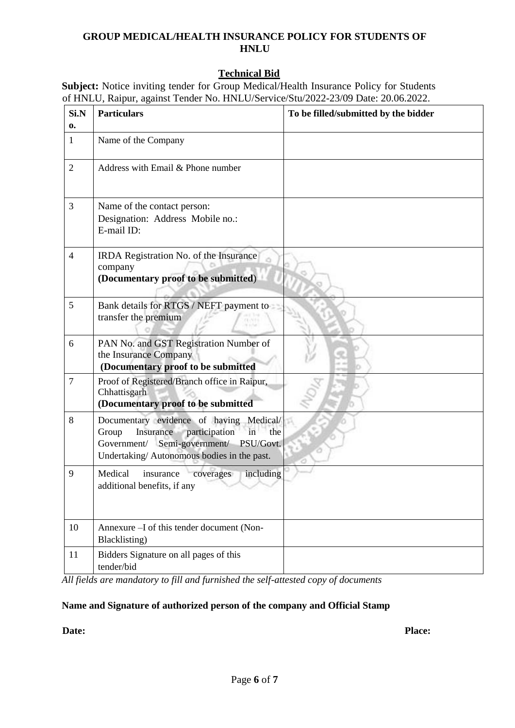## GROUP MEDICAL/HEALTH INSURANCE POLICY FOR STUDENTS OF HNLU

### Technical Bid

**Subject:** Notice inviting tender for Group Medical/Health Insurance Policy for Students of HNLU, Raipur, against Tender No. HNLU/Service/Stu/2022-23/09 Date: 20.06.2022.

| Si.No. | Particulars | To be filled/submitted by the bidder |
|---|---|---|
| 1 | Name of the Company | |
| 2 | Address with Email & Phone number | |
| 3 | Name of the contact person:<br>Designation: Address Mobile no.:<br>E-mail ID: | |
| 4 | IRDA Registration No. of the Insurance company<br>**(Documentary proof to be submitted)** | |
| 5 | Bank details for RTGS / NEFT payment to transfer the premium | |
| 6 | PAN No. and GST Registration Number of the Insurance Company<br>**(Documentary proof to be submitted** | |
| 7 | Proof of Registered/Branch office in Raipur, Chhattisgarh<br>**(Documentary proof to be submitted** | |
| 8 | Documentary evidence of having Medical/ Group Insurance participation in the Government/ Semi-government/ PSU/Govt. Undertaking/ Autonomous bodies in the past. | |
| 9 | Medical insurance coverages including additional benefits, if any | |
| 10 | Annexure –I of this tender document (Non-Blacklisting) | |
| 11 | Bidders Signature on all pages of this tender/bid | |

*All fields are mandatory to fill and furnished the self-attested copy of documents*

**Name and Signature of authorized person of the company and Official Stamp**

**Date:** **Place:**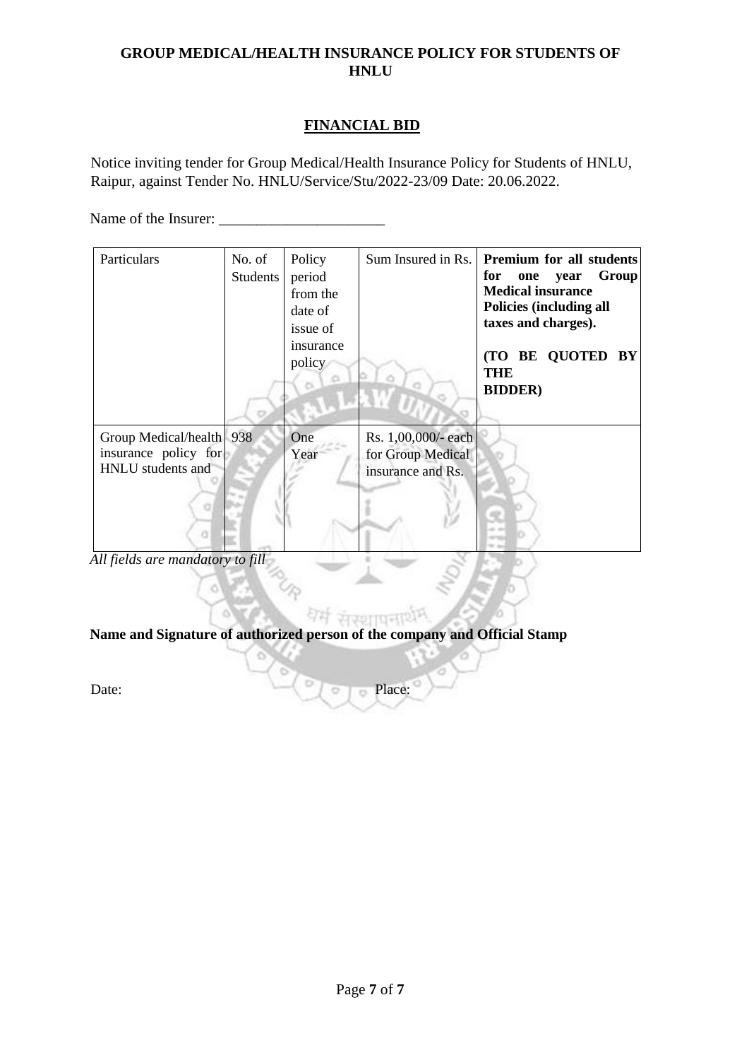**GROUP MEDICAL/HEALTH INSURANCE POLICY FOR STUDENTS OF HNLU**

## FINANCIAL BID

Notice inviting tender for Group Medical/Health Insurance Policy for Students of HNLU, Raipur, against Tender No. HNLU/Service/Stu/2022-23/09 Date: 20.06.2022.

Name of the Insurer: ______________________

| Particulars | No. of Students | Policy period from the date of issue of insurance policy | Sum Insured in Rs. | **Premium for all students for one year Group Medical insurance Policies (including all taxes and charges). (TO BE QUOTED BY THE BIDDER)** |
|---|---|---|---|---|
| Group Medical/health insurance policy for HNLU students and | 938 | One Year | Rs. 1,00,000/- each for Group Medical insurance and Rs. | |

*All fields are mandatory to fill*

**Name and Signature of authorized person of the company and Official Stamp**

Date: Place: